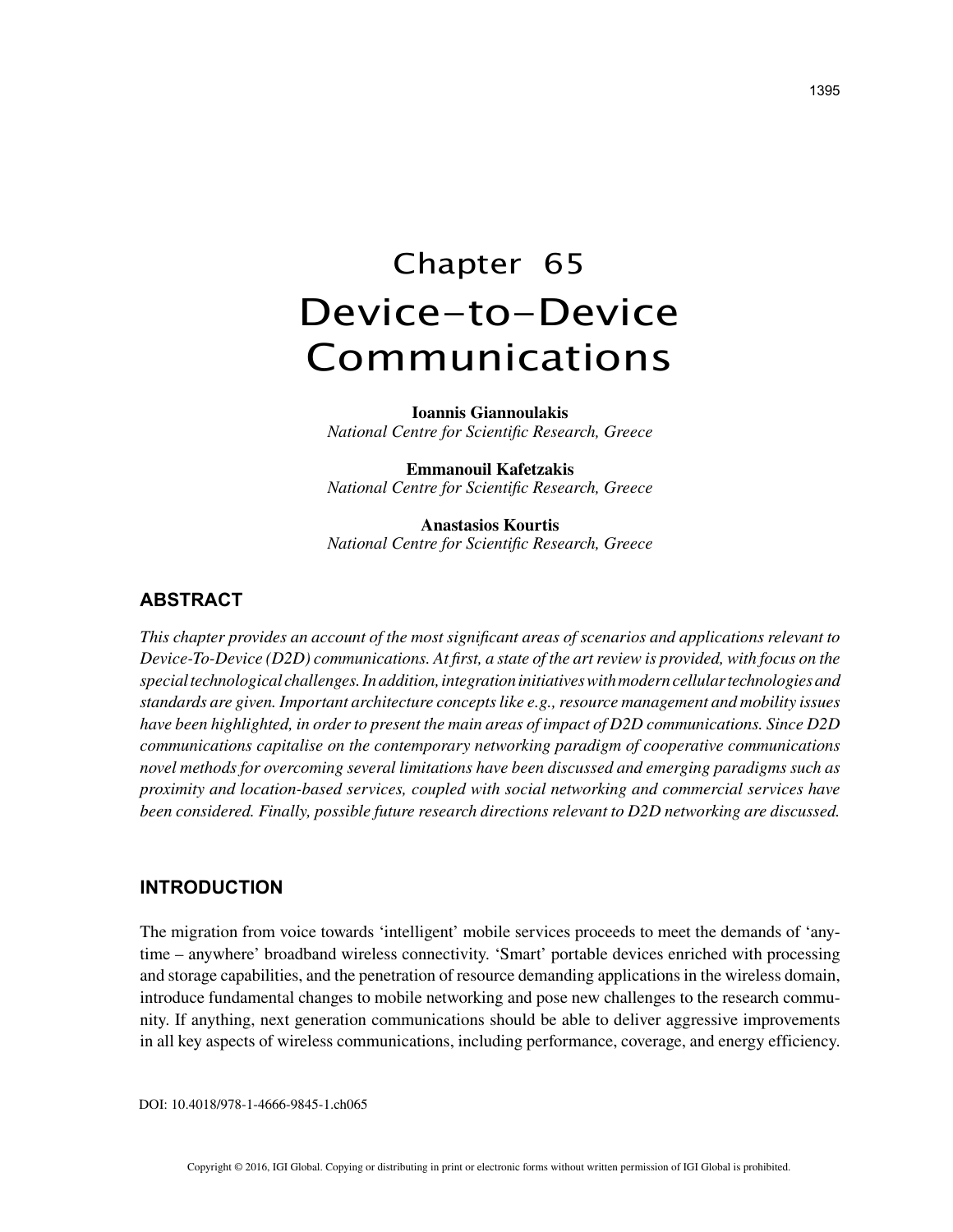# Chapter 65
# Device-to-Device Communications

**Ioannis Giannoulakis**
*National Centre for Scientific Research, Greece*

**Emmanouil Kafetzakis**
*National Centre for Scientific Research, Greece*

**Anastasios Kourtis**
*National Centre for Scientific Research, Greece*

## ABSTRACT

*This chapter provides an account of the most significant areas of scenarios and applications relevant to Device-To-Device (D2D) communications. At first, a state of the art review is provided, with focus on the special technological challenges. In addition, integration initiatives with modern cellular technologies and standards are given. Important architecture concepts like e.g., resource management and mobility issues have been highlighted, in order to present the main areas of impact of D2D communications. Since D2D communications capitalise on the contemporary networking paradigm of cooperative communications novel methods for overcoming several limitations have been discussed and emerging paradigms such as proximity and location-based services, coupled with social networking and commercial services have been considered. Finally, possible future research directions relevant to D2D networking are discussed.*

## INTRODUCTION

The migration from voice towards 'intelligent' mobile services proceeds to meet the demands of 'anytime – anywhere' broadband wireless connectivity. 'Smart' portable devices enriched with processing and storage capabilities, and the penetration of resource demanding applications in the wireless domain, introduce fundamental changes to mobile networking and pose new challenges to the research community. If anything, next generation communications should be able to deliver aggressive improvements in all key aspects of wireless communications, including performance, coverage, and energy efficiency.

DOI: 10.4018/978-1-4666-9845-1.ch065

Copyright © 2016, IGI Global. Copying or distributing in print or electronic forms without written permission of IGI Global is prohibited.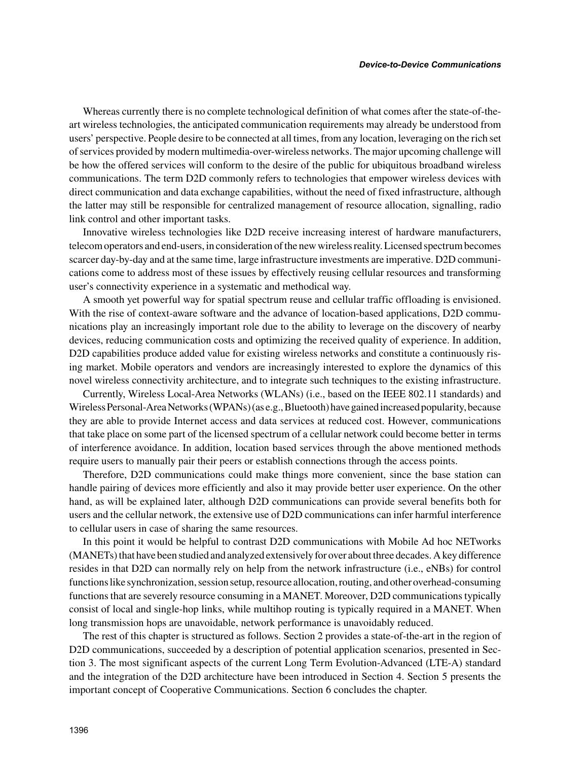Whereas currently there is no complete technological definition of what comes after the state-of-the-art wireless technologies, the anticipated communication requirements may already be understood from users' perspective. People desire to be connected at all times, from any location, leveraging on the rich set of services provided by modern multimedia-over-wireless networks. The major upcoming challenge will be how the offered services will conform to the desire of the public for ubiquitous broadband wireless communications. The term D2D commonly refers to technologies that empower wireless devices with direct communication and data exchange capabilities, without the need of fixed infrastructure, although the latter may still be responsible for centralized management of resource allocation, signalling, radio link control and other important tasks.

Innovative wireless technologies like D2D receive increasing interest of hardware manufacturers, telecom operators and end-users, in consideration of the new wireless reality. Licensed spectrum becomes scarcer day-by-day and at the same time, large infrastructure investments are imperative. D2D communications come to address most of these issues by effectively reusing cellular resources and transforming user's connectivity experience in a systematic and methodical way.

A smooth yet powerful way for spatial spectrum reuse and cellular traffic offloading is envisioned. With the rise of context-aware software and the advance of location-based applications, D2D communications play an increasingly important role due to the ability to leverage on the discovery of nearby devices, reducing communication costs and optimizing the received quality of experience. In addition, D2D capabilities produce added value for existing wireless networks and constitute a continuously rising market. Mobile operators and vendors are increasingly interested to explore the dynamics of this novel wireless connectivity architecture, and to integrate such techniques to the existing infrastructure.

Currently, Wireless Local-Area Networks (WLANs) (i.e., based on the IEEE 802.11 standards) and Wireless Personal-Area Networks (WPANs) (as e.g., Bluetooth) have gained increased popularity, because they are able to provide Internet access and data services at reduced cost. However, communications that take place on some part of the licensed spectrum of a cellular network could become better in terms of interference avoidance. In addition, location based services through the above mentioned methods require users to manually pair their peers or establish connections through the access points.

Therefore, D2D communications could make things more convenient, since the base station can handle pairing of devices more efficiently and also it may provide better user experience. On the other hand, as will be explained later, although D2D communications can provide several benefits both for users and the cellular network, the extensive use of D2D communications can infer harmful interference to cellular users in case of sharing the same resources.

In this point it would be helpful to contrast D2D communications with Mobile Ad hoc NETworks (MANETs) that have been studied and analyzed extensively for over about three decades. A key difference resides in that D2D can normally rely on help from the network infrastructure (i.e., eNBs) for control functions like synchronization, session setup, resource allocation, routing, and other overhead-consuming functions that are severely resource consuming in a MANET. Moreover, D2D communications typically consist of local and single-hop links, while multihop routing is typically required in a MANET. When long transmission hops are unavoidable, network performance is unavoidably reduced.

The rest of this chapter is structured as follows. Section 2 provides a state-of-the-art in the region of D2D communications, succeeded by a description of potential application scenarios, presented in Section 3. The most significant aspects of the current Long Term Evolution-Advanced (LTE-A) standard and the integration of the D2D architecture have been introduced in Section 4. Section 5 presents the important concept of Cooperative Communications. Section 6 concludes the chapter.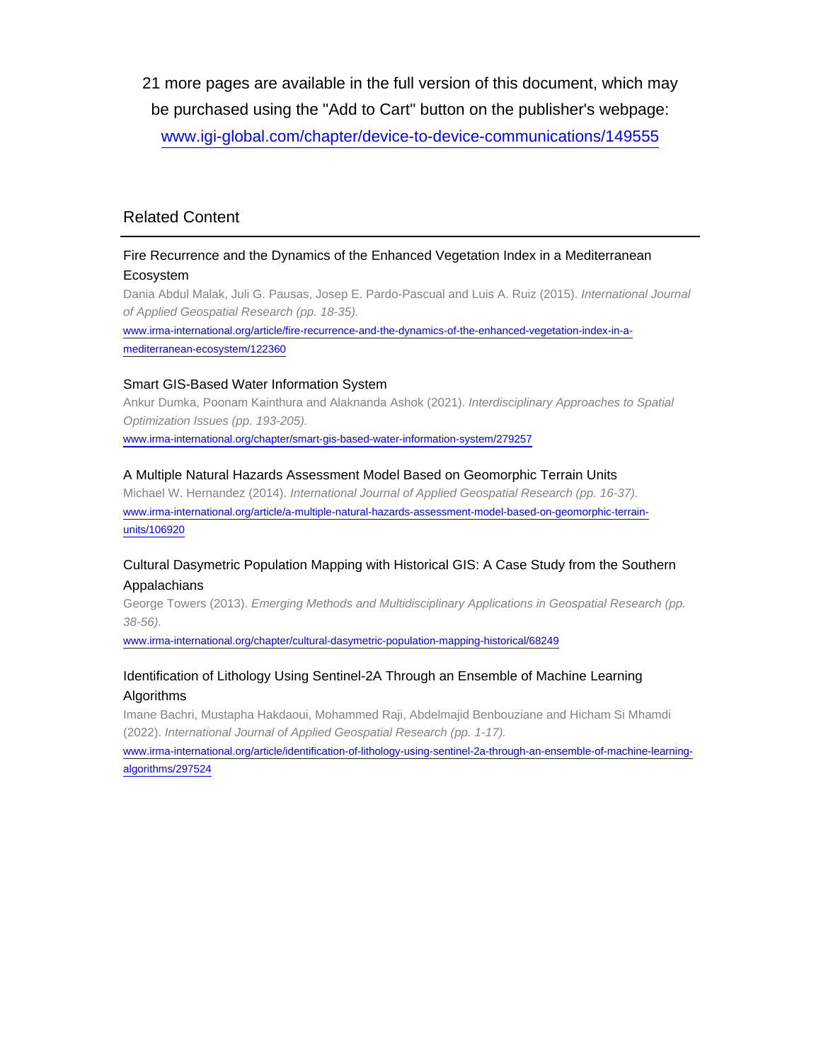21 more pages are available in the full version of this document, which may be purchased using the "Add to Cart" button on the publisher's webpage: [www.igi-global.com/chapter/device-to-device-communications/149555](www.igi-global.com/chapter/device-to-device-communications/149555)

## Related Content

**Fire Recurrence and the Dynamics of the Enhanced Vegetation Index in a Mediterranean Ecosystem**
Dania Abdul Malak, Juli G. Pausas, Josep E. Pardo-Pascual and Luis A. Ruiz (2015). *International Journal of Applied Geospatial Research (pp. 18-35).*
[www.irma-international.org/article/fire-recurrence-and-the-dynamics-of-the-enhanced-vegetation-index-in-a-mediterranean-ecosystem/122360](www.irma-international.org/article/fire-recurrence-and-the-dynamics-of-the-enhanced-vegetation-index-in-a-mediterranean-ecosystem/122360)

**Smart GIS-Based Water Information System**
Ankur Dumka, Poonam Kainthura and Alaknanda Ashok (2021). *Interdisciplinary Approaches to Spatial Optimization Issues (pp. 193-205).*
[www.irma-international.org/chapter/smart-gis-based-water-information-system/279257](www.irma-international.org/chapter/smart-gis-based-water-information-system/279257)

**A Multiple Natural Hazards Assessment Model Based on Geomorphic Terrain Units**
Michael W. Hernandez (2014). *International Journal of Applied Geospatial Research (pp. 16-37).*
[www.irma-international.org/article/a-multiple-natural-hazards-assessment-model-based-on-geomorphic-terrain-units/106920](www.irma-international.org/article/a-multiple-natural-hazards-assessment-model-based-on-geomorphic-terrain-units/106920)

**Cultural Dasymetric Population Mapping with Historical GIS: A Case Study from the Southern Appalachians**
George Towers (2013). *Emerging Methods and Multidisciplinary Applications in Geospatial Research (pp. 38-56).*
[www.irma-international.org/chapter/cultural-dasymetric-population-mapping-historical/68249](www.irma-international.org/chapter/cultural-dasymetric-population-mapping-historical/68249)

**Identification of Lithology Using Sentinel-2A Through an Ensemble of Machine Learning Algorithms**
Imane Bachri, Mustapha Hakdaoui, Mohammed Raji, Abdelmajid Benbouziane and Hicham Si Mhamdi (2022). *International Journal of Applied Geospatial Research (pp. 1-17).*
[www.irma-international.org/article/identification-of-lithology-using-sentinel-2a-through-an-ensemble-of-machine-learning-algorithms/297524](www.irma-international.org/article/identification-of-lithology-using-sentinel-2a-through-an-ensemble-of-machine-learning-algorithms/297524)